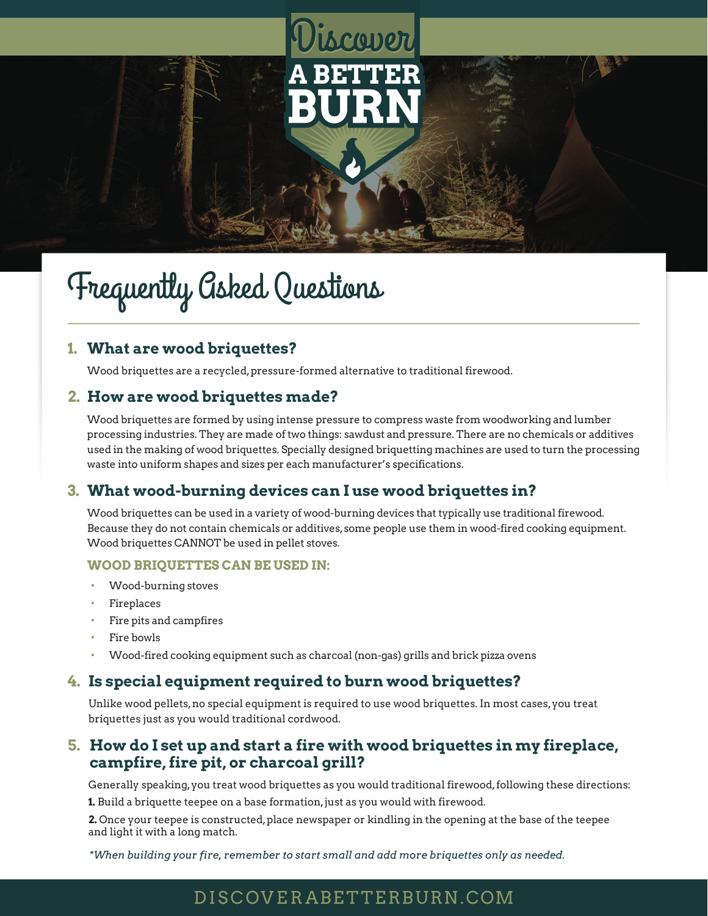# Discover A BETTER BURN

## Frequently Asked Questions

### 1. What are wood briquettes?

Wood briquettes are a recycled, pressure-formed alternative to traditional firewood.

### 2. How are wood briquettes made?

Wood briquettes are formed by using intense pressure to compress waste from woodworking and lumber processing industries. They are made of two things: sawdust and pressure. There are no chemicals or additives used in the making of wood briquettes. Specially designed briquetting machines are used to turn the processing waste into uniform shapes and sizes per each manufacturer's specifications.

### 3. What wood-burning devices can I use wood briquettes in?

Wood briquettes can be used in a variety of wood-burning devices that typically use traditional firewood. Because they do not contain chemicals or additives, some people use them in wood-fired cooking equipment. Wood briquettes CANNOT be used in pellet stoves.

**WOOD BRIQUETTES CAN BE USED IN:**

- Wood-burning stoves
- Fireplaces
- Fire pits and campfires
- Fire bowls
- Wood-fired cooking equipment such as charcoal (non-gas) grills and brick pizza ovens

### 4. Is special equipment required to burn wood briquettes?

Unlike wood pellets, no special equipment is required to use wood briquettes. In most cases, you treat briquettes just as you would traditional cordwood.

### 5. How do I set up and start a fire with wood briquettes in my fireplace, campfire, fire pit, or charcoal grill?

Generally speaking, you treat wood briquettes as you would traditional firewood, following these directions:

**1.** Build a briquette teepee on a base formation, just as you would with firewood.

**2.** Once your teepee is constructed, place newspaper or kindling in the opening at the base of the teepee and light it with a long match.

*\*When building your fire, remember to start small and add more briquettes only as needed.*

DISCOVERABETTERBURN.COM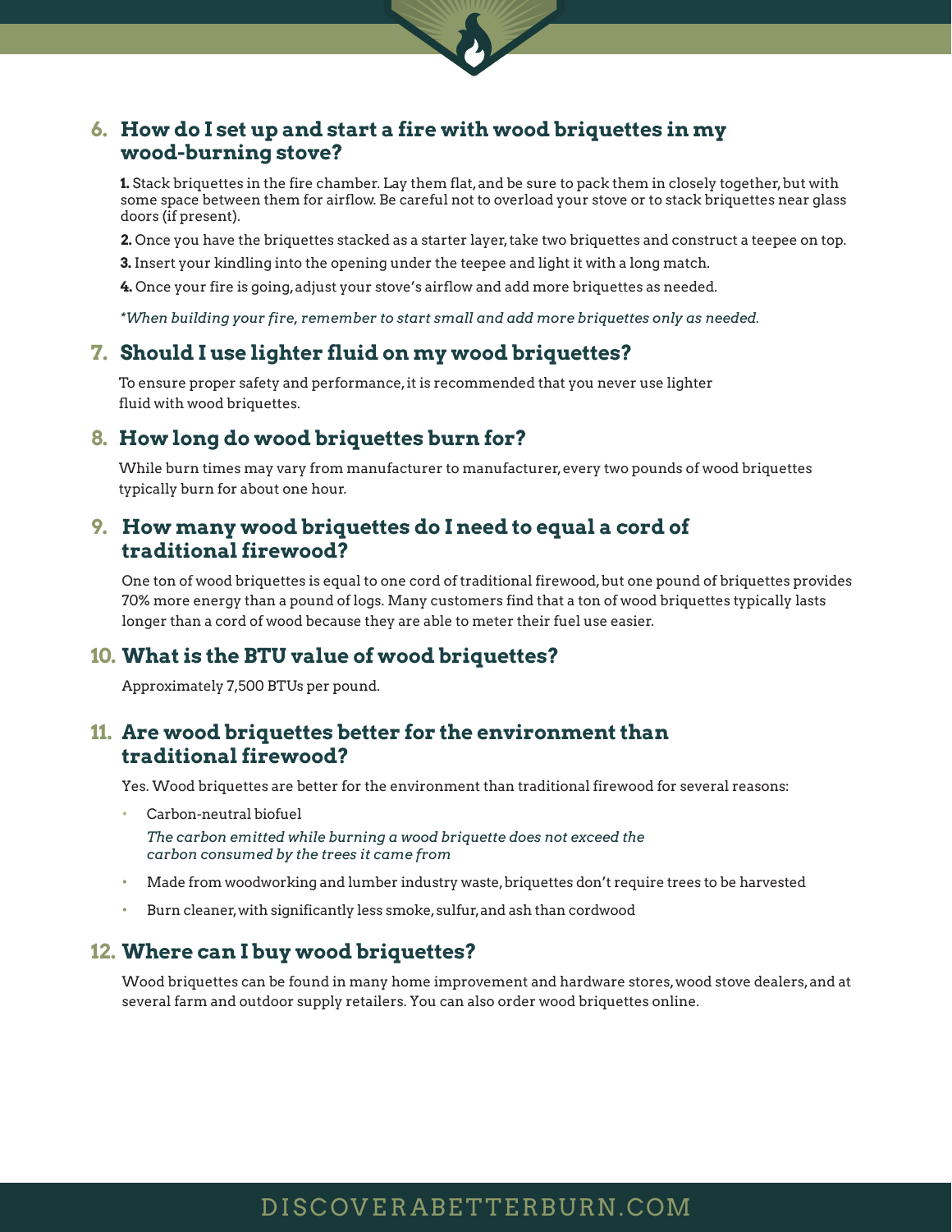## 6. How do I set up and start a fire with wood briquettes in my wood-burning stove?

**1.** Stack briquettes in the fire chamber. Lay them flat, and be sure to pack them in closely together, but with some space between them for airflow. Be careful not to overload your stove or to stack briquettes near glass doors (if present).

**2.** Once you have the briquettes stacked as a starter layer, take two briquettes and construct a teepee on top.

**3.** Insert your kindling into the opening under the teepee and light it with a long match.

**4.** Once your fire is going, adjust your stove's airflow and add more briquettes as needed.

*\*When building your fire, remember to start small and add more briquettes only as needed.*

## 7. Should I use lighter fluid on my wood briquettes?

To ensure proper safety and performance, it is recommended that you never use lighter fluid with wood briquettes.

## 8. How long do wood briquettes burn for?

While burn times may vary from manufacturer to manufacturer, every two pounds of wood briquettes typically burn for about one hour.

## 9. How many wood briquettes do I need to equal a cord of traditional firewood?

One ton of wood briquettes is equal to one cord of traditional firewood, but one pound of briquettes provides 70% more energy than a pound of logs. Many customers find that a ton of wood briquettes typically lasts longer than a cord of wood because they are able to meter their fuel use easier.

## 10. What is the BTU value of wood briquettes?

Approximately 7,500 BTUs per pound.

## 11. Are wood briquettes better for the environment than traditional firewood?

Yes. Wood briquettes are better for the environment than traditional firewood for several reasons:

- Carbon-neutral biofuel

  *The carbon emitted while burning a wood briquette does not exceed the carbon consumed by the trees it came from*

- Made from woodworking and lumber industry waste, briquettes don't require trees to be harvested
- Burn cleaner, with significantly less smoke, sulfur, and ash than cordwood

## 12. Where can I buy wood briquettes?

Wood briquettes can be found in many home improvement and hardware stores, wood stove dealers, and at several farm and outdoor supply retailers. You can also order wood briquettes online.

DISCOVERABETTERBURN.COM